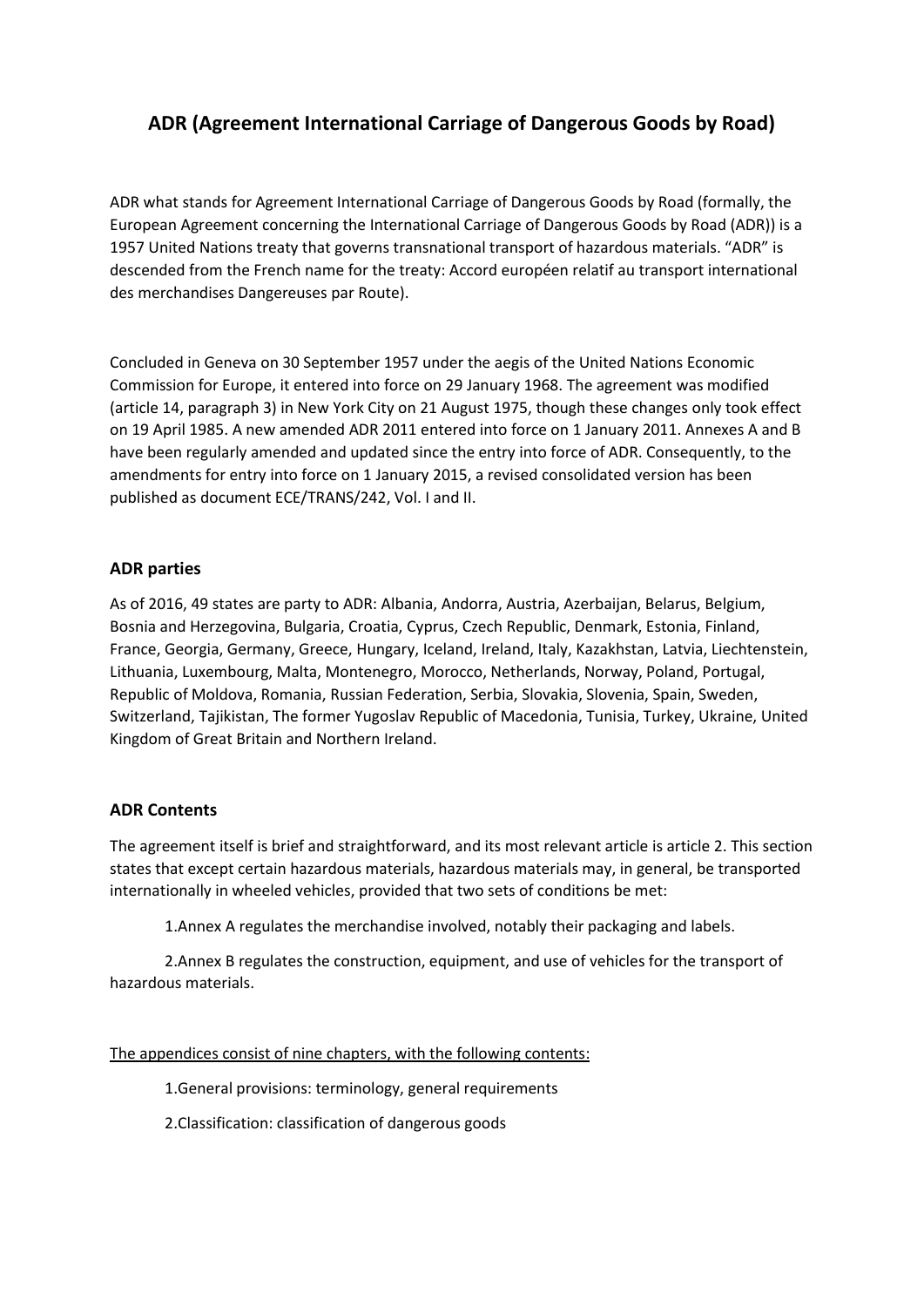# ADR (Agreement International Carriage of Dangerous Goods by Road)

ADR what stands for Agreement International Carriage of Dangerous Goods by Road (formally, the European Agreement concerning the International Carriage of Dangerous Goods by Road (ADR)) is a 1957 United Nations treaty that governs transnational transport of hazardous materials. "ADR" is descended from the French name for the treaty: Accord européen relatif au transport international des merchandises Dangereuses par Route).

Concluded in Geneva on 30 September 1957 under the aegis of the United Nations Economic Commission for Europe, it entered into force on 29 January 1968. The agreement was modified (article 14, paragraph 3) in New York City on 21 August 1975, though these changes only took effect on 19 April 1985. A new amended ADR 2011 entered into force on 1 January 2011. Annexes A and B have been regularly amended and updated since the entry into force of ADR. Consequently, to the amendments for entry into force on 1 January 2015, a revised consolidated version has been published as document ECE/TRANS/242, Vol. I and II.

### ADR parties

As of 2016, 49 states are party to ADR: Albania, Andorra, Austria, Azerbaijan, Belarus, Belgium, Bosnia and Herzegovina, Bulgaria, Croatia, Cyprus, Czech Republic, Denmark, Estonia, Finland, France, Georgia, Germany, Greece, Hungary, Iceland, Ireland, Italy, Kazakhstan, Latvia, Liechtenstein, Lithuania, Luxembourg, Malta, Montenegro, Morocco, Netherlands, Norway, Poland, Portugal, Republic of Moldova, Romania, Russian Federation, Serbia, Slovakia, Slovenia, Spain, Sweden, Switzerland, Tajikistan, The former Yugoslav Republic of Macedonia, Tunisia, Turkey, Ukraine, United Kingdom of Great Britain and Northern Ireland.

### ADR Contents

The agreement itself is brief and straightforward, and its most relevant article is article 2. This section states that except certain hazardous materials, hazardous materials may, in general, be transported internationally in wheeled vehicles, provided that two sets of conditions be met:

1. Annex A regulates the merchandise involved, notably their packaging and labels.
2. Annex B regulates the construction, equipment, and use of vehicles for the transport of hazardous materials.

<u>The appendices consist of nine chapters, with the following contents:</u>

1. General provisions: terminology, general requirements
2. Classification: classification of dangerous goods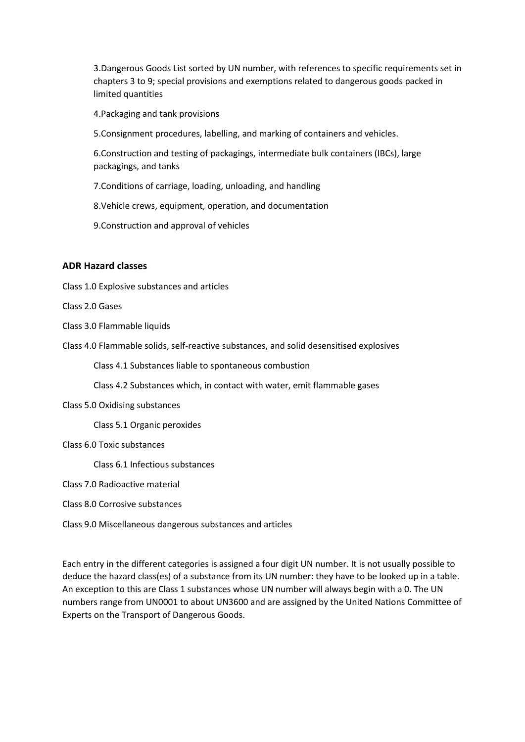3.Dangerous Goods List sorted by UN number, with references to specific requirements set in chapters 3 to 9; special provisions and exemptions related to dangerous goods packed in limited quantities

4.Packaging and tank provisions

5.Consignment procedures, labelling, and marking of containers and vehicles.

6.Construction and testing of packagings, intermediate bulk containers (IBCs), large packagings, and tanks

7.Conditions of carriage, loading, unloading, and handling

8.Vehicle crews, equipment, operation, and documentation

9.Construction and approval of vehicles

**ADR Hazard classes**

Class 1.0 Explosive substances and articles

Class 2.0 Gases

Class 3.0 Flammable liquids

Class 4.0 Flammable solids, self-reactive substances, and solid desensitised explosives

- Class 4.1 Substances liable to spontaneous combustion
- Class 4.2 Substances which, in contact with water, emit flammable gases

Class 5.0 Oxidising substances

- Class 5.1 Organic peroxides

Class 6.0 Toxic substances

- Class 6.1 Infectious substances

Class 7.0 Radioactive material

Class 8.0 Corrosive substances

Class 9.0 Miscellaneous dangerous substances and articles

Each entry in the different categories is assigned a four digit UN number. It is not usually possible to deduce the hazard class(es) of a substance from its UN number: they have to be looked up in a table. An exception to this are Class 1 substances whose UN number will always begin with a 0. The UN numbers range from UN0001 to about UN3600 and are assigned by the United Nations Committee of Experts on the Transport of Dangerous Goods.